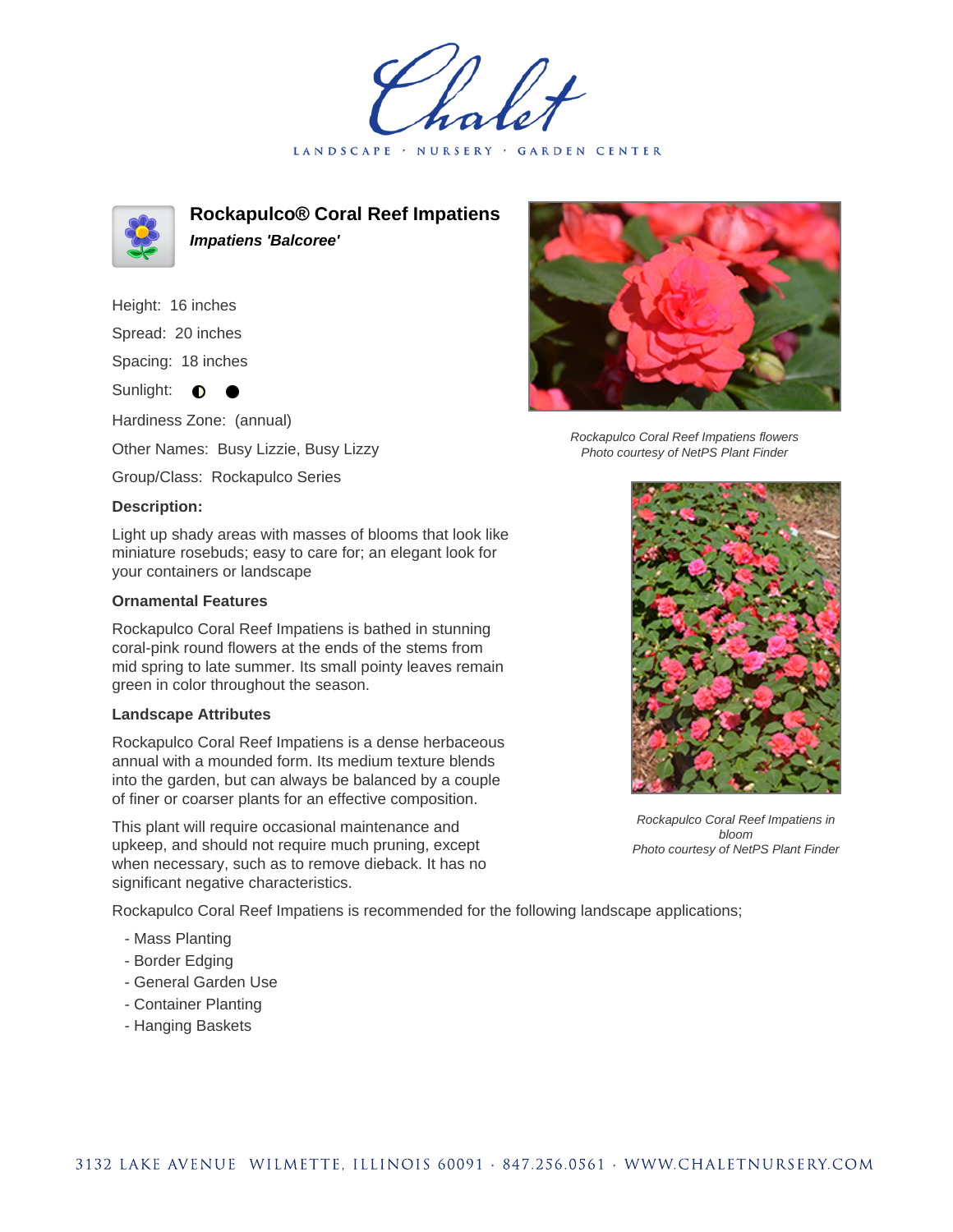# Rockapulco® Coral Reef Impatiens

***Impatiens 'Balcoree'***

Height: 16 inches

Spread: 20 inches

Spacing: 18 inches

Sunlight: ◐ ●

Hardiness Zone: (annual)

Other Names: Busy Lizzie, Busy Lizzy

Group/Class: Rockapulco Series

**Description:**

Light up shady areas with masses of blooms that look like miniature rosebuds; easy to care for; an elegant look for your containers or landscape

**Ornamental Features**

Rockapulco Coral Reef Impatiens is bathed in stunning coral-pink round flowers at the ends of the stems from mid spring to late summer. Its small pointy leaves remain green in color throughout the season.

**Landscape Attributes**

Rockapulco Coral Reef Impatiens is a dense herbaceous annual with a mounded form. Its medium texture blends into the garden, but can always be balanced by a couple of finer or coarser plants for an effective composition.

This plant will require occasional maintenance and upkeep, and should not require much pruning, except when necessary, such as to remove dieback. It has no significant negative characteristics.

Rockapulco Coral Reef Impatiens is recommended for the following landscape applications;

- Mass Planting
- Border Edging
- General Garden Use
- Container Planting
- Hanging Baskets

*Rockapulco Coral Reef Impatiens flowers*
*Photo courtesy of NetPS Plant Finder*

*Rockapulco Coral Reef Impatiens in bloom*
*Photo courtesy of NetPS Plant Finder*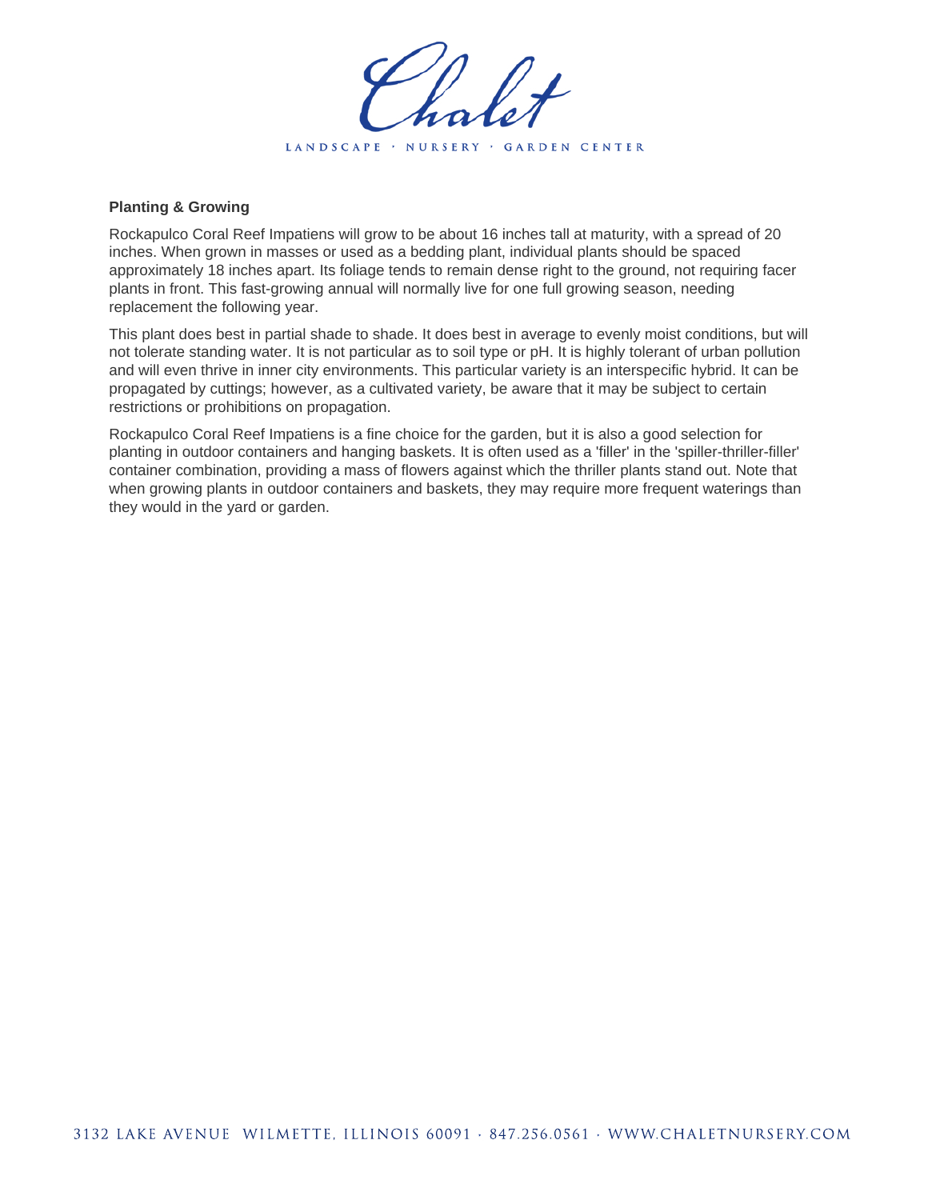**Planting & Growing**

Rockapulco Coral Reef Impatiens will grow to be about 16 inches tall at maturity, with a spread of 20 inches. When grown in masses or used as a bedding plant, individual plants should be spaced approximately 18 inches apart. Its foliage tends to remain dense right to the ground, not requiring facer plants in front. This fast-growing annual will normally live for one full growing season, needing replacement the following year.

This plant does best in partial shade to shade. It does best in average to evenly moist conditions, but will not tolerate standing water. It is not particular as to soil type or pH. It is highly tolerant of urban pollution and will even thrive in inner city environments. This particular variety is an interspecific hybrid. It can be propagated by cuttings; however, as a cultivated variety, be aware that it may be subject to certain restrictions or prohibitions on propagation.

Rockapulco Coral Reef Impatiens is a fine choice for the garden, but it is also a good selection for planting in outdoor containers and hanging baskets. It is often used as a 'filler' in the 'spiller-thriller-filler' container combination, providing a mass of flowers against which the thriller plants stand out. Note that when growing plants in outdoor containers and baskets, they may require more frequent waterings than they would in the yard or garden.